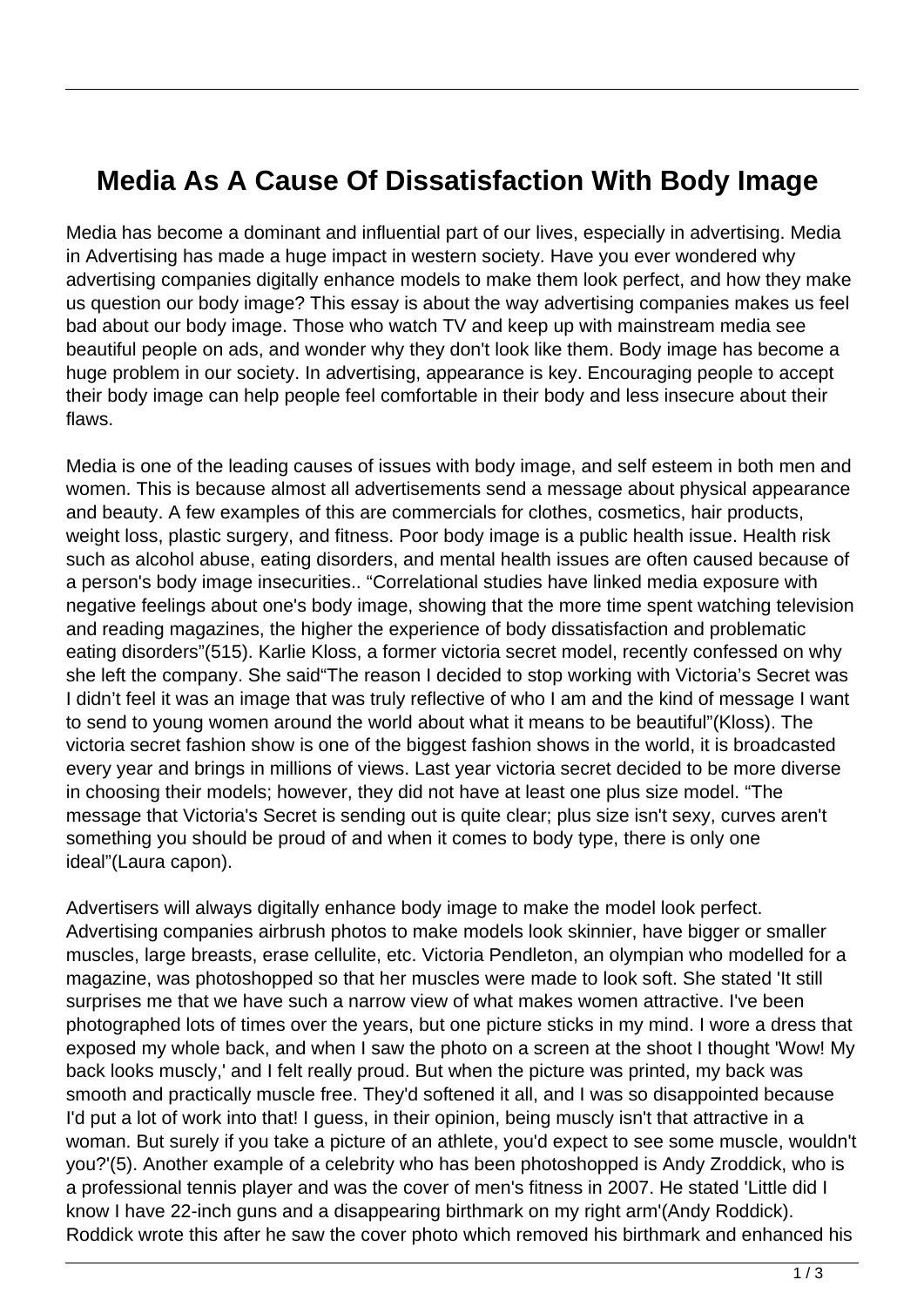# Media As A Cause Of Dissatisfaction With Body Image

Media has become a dominant and influential part of our lives, especially in advertising. Media in Advertising has made a huge impact in western society. Have you ever wondered why advertising companies digitally enhance models to make them look perfect, and how they make us question our body image? This essay is about the way advertising companies makes us feel bad about our body image. Those who watch TV and keep up with mainstream media see beautiful people on ads, and wonder why they don't look like them. Body image has become a huge problem in our society. In advertising, appearance is key. Encouraging people to accept their body image can help people feel comfortable in their body and less insecure about their flaws.

Media is one of the leading causes of issues with body image, and self esteem in both men and women. This is because almost all advertisements send a message about physical appearance and beauty. A few examples of this are commercials for clothes, cosmetics, hair products, weight loss, plastic surgery, and fitness. Poor body image is a public health issue. Health risk such as alcohol abuse, eating disorders, and mental health issues are often caused because of a person's body image insecurities.. “Correlational studies have linked media exposure with negative feelings about one's body image, showing that the more time spent watching television and reading magazines, the higher the experience of body dissatisfaction and problematic eating disorders”(515). Karlie Kloss, a former victoria secret model, recently confessed on why she left the company. She said“The reason I decided to stop working with Victoria’s Secret was I didn’t feel it was an image that was truly reflective of who I am and the kind of message I want to send to young women around the world about what it means to be beautiful”(Kloss). The victoria secret fashion show is one of the biggest fashion shows in the world, it is broadcasted every year and brings in millions of views. Last year victoria secret decided to be more diverse in choosing their models; however, they did not have at least one plus size model. “The message that Victoria's Secret is sending out is quite clear; plus size isn't sexy, curves aren't something you should be proud of and when it comes to body type, there is only one ideal”(Laura capon).

Advertisers will always digitally enhance body image to make the model look perfect. Advertising companies airbrush photos to make models look skinnier, have bigger or smaller muscles, large breasts, erase cellulite, etc. Victoria Pendleton, an olympian who modelled for a magazine, was photoshopped so that her muscles were made to look soft. She stated 'It still surprises me that we have such a narrow view of what makes women attractive. I've been photographed lots of times over the years, but one picture sticks in my mind. I wore a dress that exposed my whole back, and when I saw the photo on a screen at the shoot I thought 'Wow! My back looks muscly,' and I felt really proud. But when the picture was printed, my back was smooth and practically muscle free. They'd softened it all, and I was so disappointed because I'd put a lot of work into that! I guess, in their opinion, being muscly isn't that attractive in a woman. But surely if you take a picture of an athlete, you'd expect to see some muscle, wouldn't you?'(5). Another example of a celebrity who has been photoshopped is Andy Zroddick, who is a professional tennis player and was the cover of men's fitness in 2007. He stated 'Little did I know I have 22-inch guns and a disappearing birthmark on my right arm'(Andy Roddick). Roddick wrote this after he saw the cover photo which removed his birthmark and enhanced his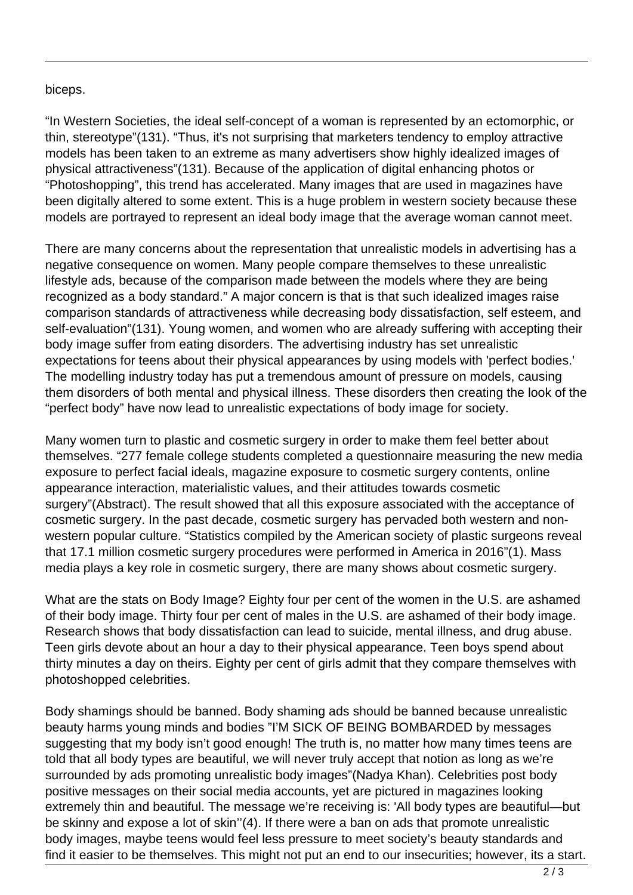biceps.

“In Western Societies, the ideal self-concept of a woman is represented by an ectomorphic, or thin, stereotype”(131). “Thus, it's not surprising that marketers tendency to employ attractive models has been taken to an extreme as many advertisers show highly idealized images of physical attractiveness”(131). Because of the application of digital enhancing photos or “Photoshopping”, this trend has accelerated. Many images that are used in magazines have been digitally altered to some extent. This is a huge problem in western society because these models are portrayed to represent an ideal body image that the average woman cannot meet.

There are many concerns about the representation that unrealistic models in advertising has a negative consequence on women. Many people compare themselves to these unrealistic lifestyle ads, because of the comparison made between the models where they are being recognized as a body standard.” A major concern is that is that such idealized images raise comparison standards of attractiveness while decreasing body dissatisfaction, self esteem, and self-evaluation”(131). Young women, and women who are already suffering with accepting their body image suffer from eating disorders. The advertising industry has set unrealistic expectations for teens about their physical appearances by using models with 'perfect bodies.' The modelling industry today has put a tremendous amount of pressure on models, causing them disorders of both mental and physical illness. These disorders then creating the look of the “perfect body” have now lead to unrealistic expectations of body image for society.

Many women turn to plastic and cosmetic surgery in order to make them feel better about themselves. “277 female college students completed a questionnaire measuring the new media exposure to perfect facial ideals, magazine exposure to cosmetic surgery contents, online appearance interaction, materialistic values, and their attitudes towards cosmetic surgery”(Abstract). The result showed that all this exposure associated with the acceptance of cosmetic surgery. In the past decade, cosmetic surgery has pervaded both western and non-western popular culture. “Statistics compiled by the American society of plastic surgeons reveal that 17.1 million cosmetic surgery procedures were performed in America in 2016”(1). Mass media plays a key role in cosmetic surgery, there are many shows about cosmetic surgery.

What are the stats on Body Image? Eighty four per cent of the women in the U.S. are ashamed of their body image. Thirty four per cent of males in the U.S. are ashamed of their body image. Research shows that body dissatisfaction can lead to suicide, mental illness, and drug abuse. Teen girls devote about an hour a day to their physical appearance. Teen boys spend about thirty minutes a day on theirs. Eighty per cent of girls admit that they compare themselves with photoshopped celebrities.

Body shamings should be banned. Body shaming ads should be banned because unrealistic beauty harms young minds and bodies ”I’M SICK OF BEING BOMBARDED by messages suggesting that my body isn’t good enough! The truth is, no matter how many times teens are told that all body types are beautiful, we will never truly accept that notion as long as we’re surrounded by ads promoting unrealistic body images”(Nadya Khan). Celebrities post body positive messages on their social media accounts, yet are pictured in magazines looking extremely thin and beautiful. The message we’re receiving is: 'All body types are beautiful—but be skinny and expose a lot of skin''(4). If there were a ban on ads that promote unrealistic body images, maybe teens would feel less pressure to meet society’s beauty standards and find it easier to be themselves. This might not put an end to our insecurities; however, its a start.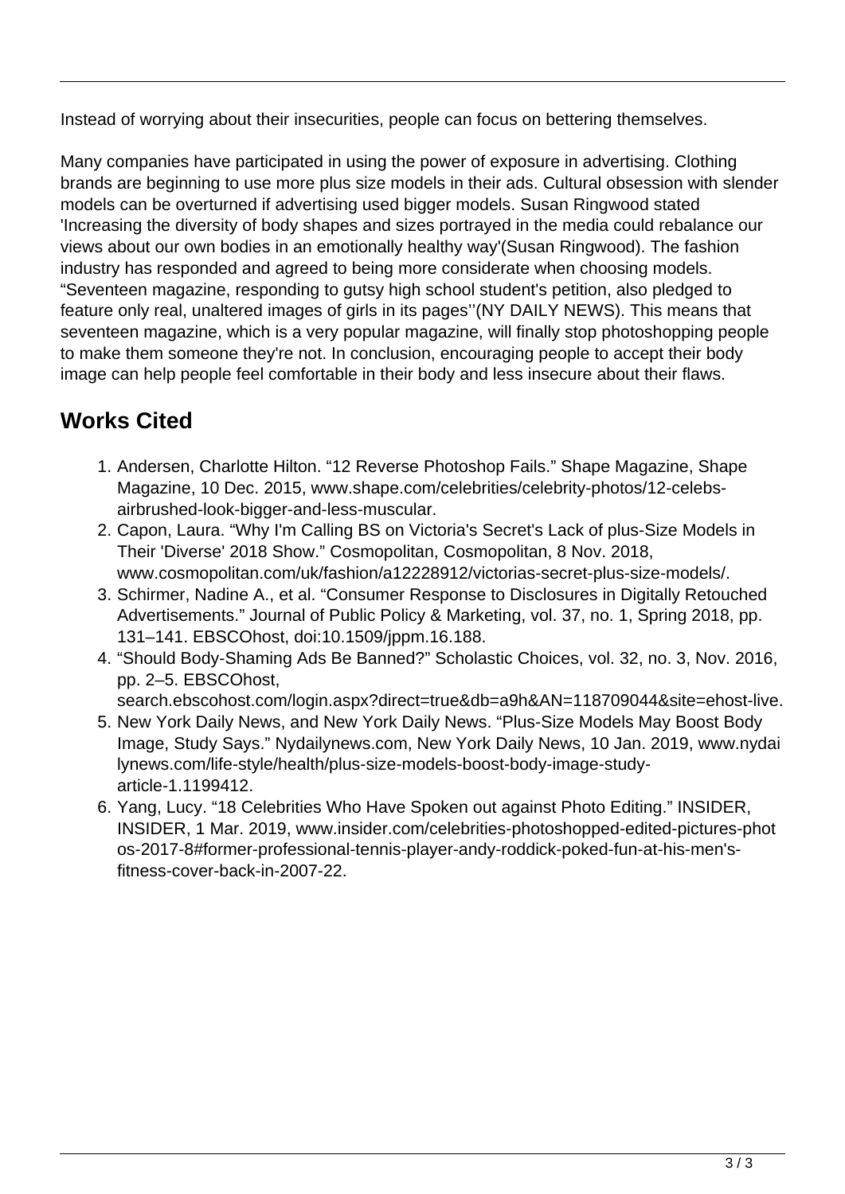Instead of worrying about their insecurities, people can focus on bettering themselves.

Many companies have participated in using the power of exposure in advertising. Clothing brands are beginning to use more plus size models in their ads. Cultural obsession with slender models can be overturned if advertising used bigger models. Susan Ringwood stated 'Increasing the diversity of body shapes and sizes portrayed in the media could rebalance our views about our own bodies in an emotionally healthy way'(Susan Ringwood). The fashion industry has responded and agreed to being more considerate when choosing models. “Seventeen magazine, responding to gutsy high school student's petition, also pledged to feature only real, unaltered images of girls in its pages’’(NY DAILY NEWS). This means that seventeen magazine, which is a very popular magazine, will finally stop photoshopping people to make them someone they're not. In conclusion, encouraging people to accept their body image can help people feel comfortable in their body and less insecure about their flaws.

## Works Cited

1. Andersen, Charlotte Hilton. “12 Reverse Photoshop Fails.” Shape Magazine, Shape Magazine, 10 Dec. 2015, www.shape.com/celebrities/celebrity-photos/12-celebs-airbrushed-look-bigger-and-less-muscular.
2. Capon, Laura. “Why I'm Calling BS on Victoria's Secret's Lack of plus-Size Models in Their 'Diverse' 2018 Show.” Cosmopolitan, Cosmopolitan, 8 Nov. 2018, www.cosmopolitan.com/uk/fashion/a12228912/victorias-secret-plus-size-models/.
3. Schirmer, Nadine A., et al. “Consumer Response to Disclosures in Digitally Retouched Advertisements.” Journal of Public Policy & Marketing, vol. 37, no. 1, Spring 2018, pp. 131–141. EBSCOhost, doi:10.1509/jppm.16.188.
4. “Should Body-Shaming Ads Be Banned?” Scholastic Choices, vol. 32, no. 3, Nov. 2016, pp. 2–5. EBSCOhost, search.ebscohost.com/login.aspx?direct=true&db=a9h&AN=118709044&site=ehost-live.
5. New York Daily News, and New York Daily News. “Plus-Size Models May Boost Body Image, Study Says.” Nydailynews.com, New York Daily News, 10 Jan. 2019, www.nydailynews.com/life-style/health/plus-size-models-boost-body-image-study-article-1.1199412.
6. Yang, Lucy. “18 Celebrities Who Have Spoken out against Photo Editing.” INSIDER, INSIDER, 1 Mar. 2019, www.insider.com/celebrities-photoshopped-edited-pictures-photos-2017-8#former-professional-tennis-player-andy-roddick-poked-fun-at-his-men's-fitness-cover-back-in-2007-22.